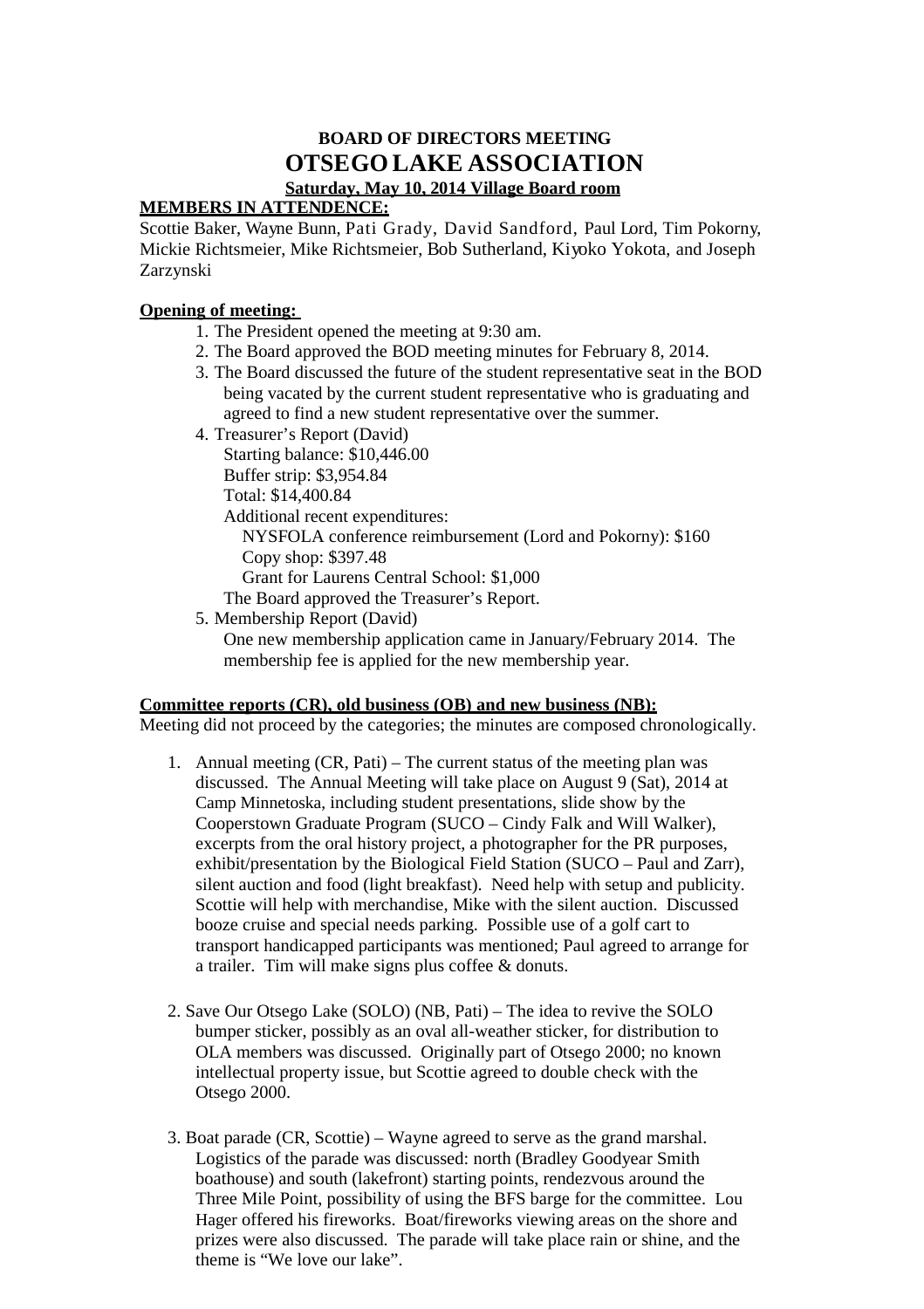**BOARD OF DIRECTORS MEETING**

# OTSEGO LAKE ASSOCIATION

**Saturday, May 10, 2014 Village Board room**

**MEMBERS IN ATTENDENCE:**

Scottie Baker, Wayne Bunn, Pati Grady, David Sandford, Paul Lord, Tim Pokorny, Mickie Richtsmeier, Mike Richtsmeier, Bob Sutherland, Kiyoko Yokota, and Joseph Zarzynski

**Opening of meeting:**

1. The President opened the meeting at 9:30 am.
2. The Board approved the BOD meeting minutes for February 8, 2014.
3. The Board discussed the future of the student representative seat in the BOD being vacated by the current student representative who is graduating and agreed to find a new student representative over the summer.
4. Treasurer's Report (David)
   Starting balance: $10,446.00
   Buffer strip: $3,954.84
   Total: $14,400.84
   Additional recent expenditures:
   - NYSFOLA conference reimbursement (Lord and Pokorny): $160
   - Copy shop: $397.48
   - Grant for Laurens Central School: $1,000

   The Board approved the Treasurer's Report.
5. Membership Report (David)
   One new membership application came in January/February 2014. The membership fee is applied for the new membership year.

**Committee reports (CR), old business (OB) and new business (NB):**

Meeting did not proceed by the categories; the minutes are composed chronologically.

1. Annual meeting (CR, Pati) – The current status of the meeting plan was discussed. The Annual Meeting will take place on August 9 (Sat), 2014 at Camp Minnetoska, including student presentations, slide show by the Cooperstown Graduate Program (SUCO – Cindy Falk and Will Walker), excerpts from the oral history project, a photographer for the PR purposes, exhibit/presentation by the Biological Field Station (SUCO – Paul and Zarr), silent auction and food (light breakfast). Need help with setup and publicity. Scottie will help with merchandise, Mike with the silent auction. Discussed booze cruise and special needs parking. Possible use of a golf cart to transport handicapped participants was mentioned; Paul agreed to arrange for a trailer. Tim will make signs plus coffee & donuts.

2. Save Our Otsego Lake (SOLO) (NB, Pati) – The idea to revive the SOLO bumper sticker, possibly as an oval all-weather sticker, for distribution to OLA members was discussed. Originally part of Otsego 2000; no known intellectual property issue, but Scottie agreed to double check with the Otsego 2000.

3. Boat parade (CR, Scottie) – Wayne agreed to serve as the grand marshal. Logistics of the parade was discussed: north (Bradley Goodyear Smith boathouse) and south (lakefront) starting points, rendezvous around the Three Mile Point, possibility of using the BFS barge for the committee. Lou Hager offered his fireworks. Boat/fireworks viewing areas on the shore and prizes were also discussed. The parade will take place rain or shine, and the theme is "We love our lake".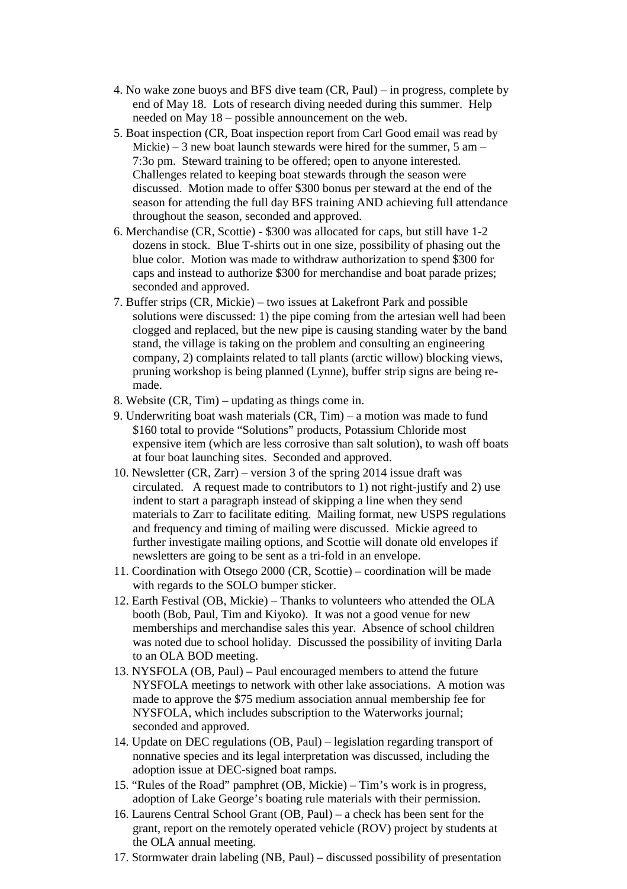4. No wake zone buoys and BFS dive team (CR, Paul) – in progress, complete by end of May 18. Lots of research diving needed during this summer. Help needed on May 18 – possible announcement on the web.
5. Boat inspection (CR, Boat inspection report from Carl Good email was read by Mickie) – 3 new boat launch stewards were hired for the summer, 5 am – 7:3o pm. Steward training to be offered; open to anyone interested. Challenges related to keeping boat stewards through the season were discussed. Motion made to offer $300 bonus per steward at the end of the season for attending the full day BFS training AND achieving full attendance throughout the season, seconded and approved.
6. Merchandise (CR, Scottie) - $300 was allocated for caps, but still have 1-2 dozens in stock. Blue T-shirts out in one size, possibility of phasing out the blue color. Motion was made to withdraw authorization to spend $300 for caps and instead to authorize $300 for merchandise and boat parade prizes; seconded and approved.
7. Buffer strips (CR, Mickie) – two issues at Lakefront Park and possible solutions were discussed: 1) the pipe coming from the artesian well had been clogged and replaced, but the new pipe is causing standing water by the band stand, the village is taking on the problem and consulting an engineering company, 2) complaints related to tall plants (arctic willow) blocking views, pruning workshop is being planned (Lynne), buffer strip signs are being re-made.
8. Website (CR, Tim) – updating as things come in.
9. Underwriting boat wash materials (CR, Tim) – a motion was made to fund $160 total to provide "Solutions" products, Potassium Chloride most expensive item (which are less corrosive than salt solution), to wash off boats at four boat launching sites. Seconded and approved.
10. Newsletter (CR, Zarr) – version 3 of the spring 2014 issue draft was circulated. A request made to contributors to 1) not right-justify and 2) use indent to start a paragraph instead of skipping a line when they send materials to Zarr to facilitate editing. Mailing format, new USPS regulations and frequency and timing of mailing were discussed. Mickie agreed to further investigate mailing options, and Scottie will donate old envelopes if newsletters are going to be sent as a tri-fold in an envelope.
11. Coordination with Otsego 2000 (CR, Scottie) – coordination will be made with regards to the SOLO bumper sticker.
12. Earth Festival (OB, Mickie) – Thanks to volunteers who attended the OLA booth (Bob, Paul, Tim and Kiyoko). It was not a good venue for new memberships and merchandise sales this year. Absence of school children was noted due to school holiday. Discussed the possibility of inviting Darla to an OLA BOD meeting.
13. NYSFOLA (OB, Paul) – Paul encouraged members to attend the future NYSFOLA meetings to network with other lake associations. A motion was made to approve the $75 medium association annual membership fee for NYSFOLA, which includes subscription to the Waterworks journal; seconded and approved.
14. Update on DEC regulations (OB, Paul) – legislation regarding transport of nonnative species and its legal interpretation was discussed, including the adoption issue at DEC-signed boat ramps.
15. "Rules of the Road" pamphret (OB, Mickie) – Tim's work is in progress, adoption of Lake George's boating rule materials with their permission.
16. Laurens Central School Grant (OB, Paul) – a check has been sent for the grant, report on the remotely operated vehicle (ROV) project by students at the OLA annual meeting.
17. Stormwater drain labeling (NB, Paul) – discussed possibility of presentation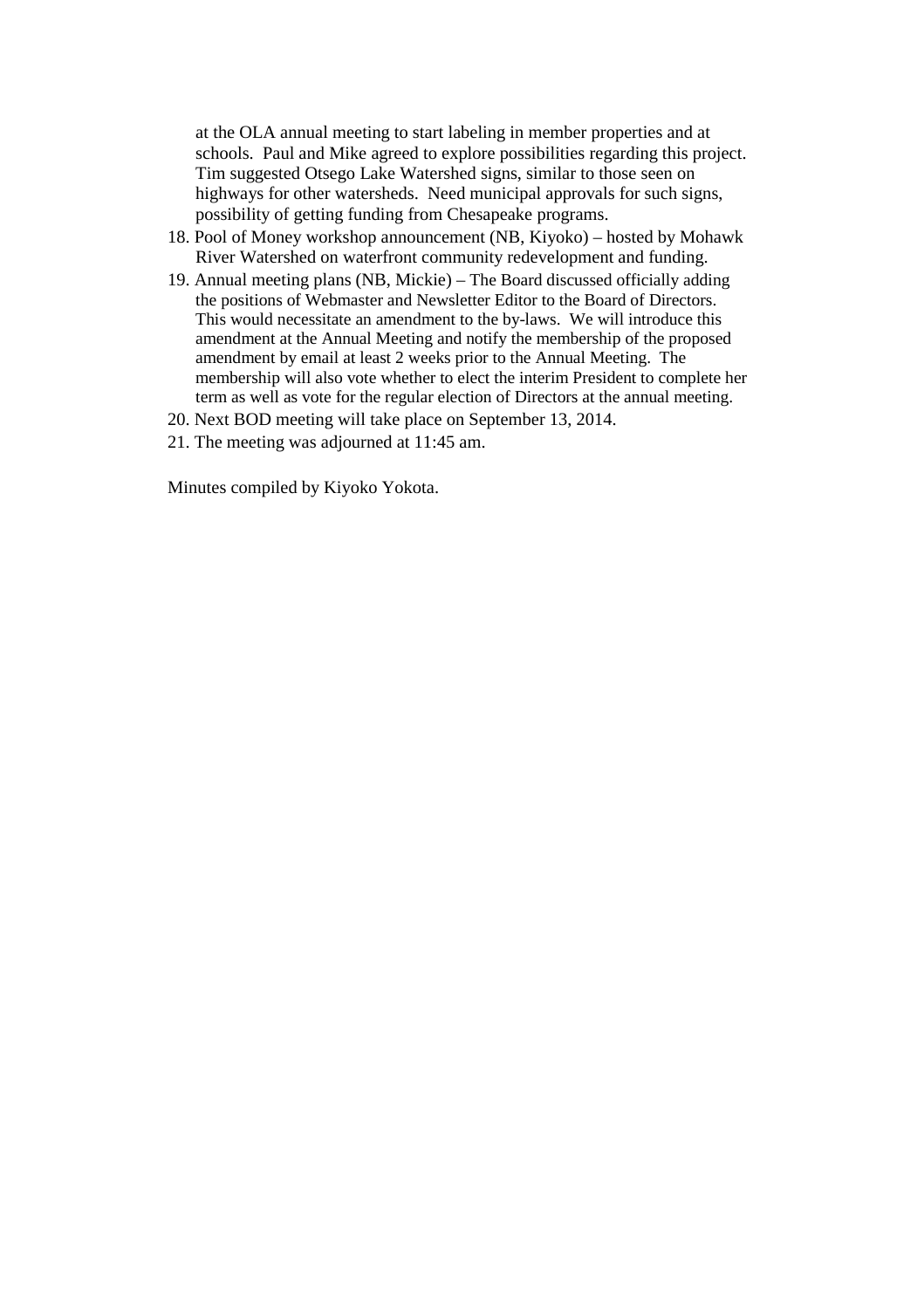at the OLA annual meeting to start labeling in member properties and at schools. Paul and Mike agreed to explore possibilities regarding this project. Tim suggested Otsego Lake Watershed signs, similar to those seen on highways for other watersheds. Need municipal approvals for such signs, possibility of getting funding from Chesapeake programs.

18. Pool of Money workshop announcement (NB, Kiyoko) – hosted by Mohawk River Watershed on waterfront community redevelopment and funding.
19. Annual meeting plans (NB, Mickie) – The Board discussed officially adding the positions of Webmaster and Newsletter Editor to the Board of Directors. This would necessitate an amendment to the by-laws. We will introduce this amendment at the Annual Meeting and notify the membership of the proposed amendment by email at least 2 weeks prior to the Annual Meeting. The membership will also vote whether to elect the interim President to complete her term as well as vote for the regular election of Directors at the annual meeting.
20. Next BOD meeting will take place on September 13, 2014.
21. The meeting was adjourned at 11:45 am.

Minutes compiled by Kiyoko Yokota.